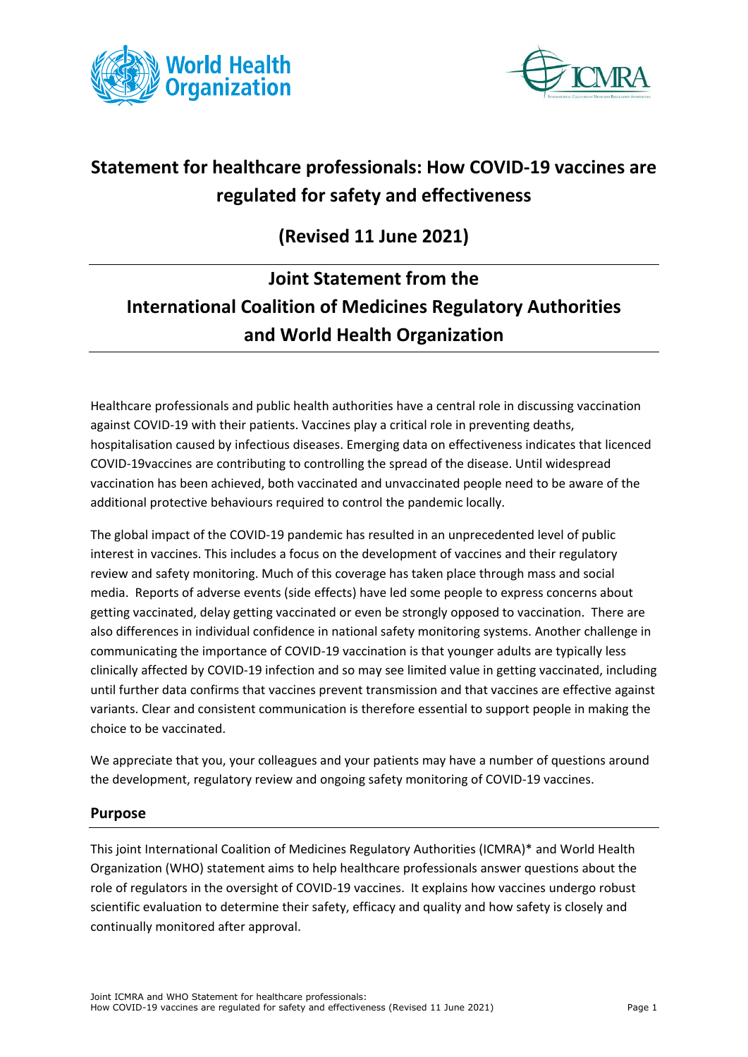# Statement for healthcare professionals: How COVID-19 vaccines are regulated for safety and effectiveness

## (Revised 11 June 2021)

## Joint Statement from the International Coalition of Medicines Regulatory Authorities and World Health Organization

Healthcare professionals and public health authorities have a central role in discussing vaccination against COVID-19 with their patients. Vaccines play a critical role in preventing deaths, hospitalisation caused by infectious diseases. Emerging data on effectiveness indicates that licenced COVID-19vaccines are contributing to controlling the spread of the disease. Until widespread vaccination has been achieved, both vaccinated and unvaccinated people need to be aware of the additional protective behaviours required to control the pandemic locally.

The global impact of the COVID-19 pandemic has resulted in an unprecedented level of public interest in vaccines. This includes a focus on the development of vaccines and their regulatory review and safety monitoring. Much of this coverage has taken place through mass and social media. Reports of adverse events (side effects) have led some people to express concerns about getting vaccinated, delay getting vaccinated or even be strongly opposed to vaccination. There are also differences in individual confidence in national safety monitoring systems. Another challenge in communicating the importance of COVID-19 vaccination is that younger adults are typically less clinically affected by COVID-19 infection and so may see limited value in getting vaccinated, including until further data confirms that vaccines prevent transmission and that vaccines are effective against variants. Clear and consistent communication is therefore essential to support people in making the choice to be vaccinated.

We appreciate that you, your colleagues and your patients may have a number of questions around the development, regulatory review and ongoing safety monitoring of COVID-19 vaccines.

### Purpose

This joint International Coalition of Medicines Regulatory Authorities (ICMRA)* and World Health Organization (WHO) statement aims to help healthcare professionals answer questions about the role of regulators in the oversight of COVID-19 vaccines. It explains how vaccines undergo robust scientific evaluation to determine their safety, efficacy and quality and how safety is closely and continually monitored after approval.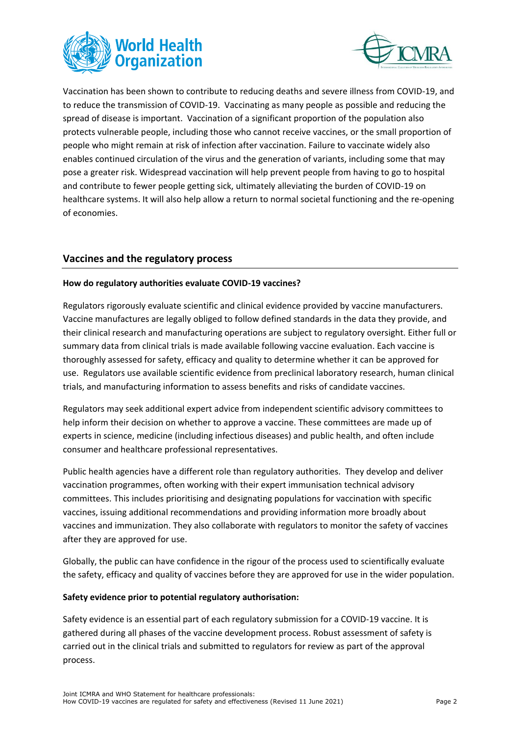Vaccination has been shown to contribute to reducing deaths and severe illness from COVID-19, and to reduce the transmission of COVID-19. Vaccinating as many people as possible and reducing the spread of disease is important. Vaccination of a significant proportion of the population also protects vulnerable people, including those who cannot receive vaccines, or the small proportion of people who might remain at risk of infection after vaccination. Failure to vaccinate widely also enables continued circulation of the virus and the generation of variants, including some that may pose a greater risk. Widespread vaccination will help prevent people from having to go to hospital and contribute to fewer people getting sick, ultimately alleviating the burden of COVID-19 on healthcare systems. It will also help allow a return to normal societal functioning and the re-opening of economies.

## Vaccines and the regulatory process

**How do regulatory authorities evaluate COVID-19 vaccines?**

Regulators rigorously evaluate scientific and clinical evidence provided by vaccine manufacturers. Vaccine manufactures are legally obliged to follow defined standards in the data they provide, and their clinical research and manufacturing operations are subject to regulatory oversight. Either full or summary data from clinical trials is made available following vaccine evaluation. Each vaccine is thoroughly assessed for safety, efficacy and quality to determine whether it can be approved for use. Regulators use available scientific evidence from preclinical laboratory research, human clinical trials, and manufacturing information to assess benefits and risks of candidate vaccines.

Regulators may seek additional expert advice from independent scientific advisory committees to help inform their decision on whether to approve a vaccine. These committees are made up of experts in science, medicine (including infectious diseases) and public health, and often include consumer and healthcare professional representatives.

Public health agencies have a different role than regulatory authorities. They develop and deliver vaccination programmes, often working with their expert immunisation technical advisory committees. This includes prioritising and designating populations for vaccination with specific vaccines, issuing additional recommendations and providing information more broadly about vaccines and immunization. They also collaborate with regulators to monitor the safety of vaccines after they are approved for use.

Globally, the public can have confidence in the rigour of the process used to scientifically evaluate the safety, efficacy and quality of vaccines before they are approved for use in the wider population.

**Safety evidence prior to potential regulatory authorisation:**

Safety evidence is an essential part of each regulatory submission for a COVID-19 vaccine. It is gathered during all phases of the vaccine development process. Robust assessment of safety is carried out in the clinical trials and submitted to regulators for review as part of the approval process.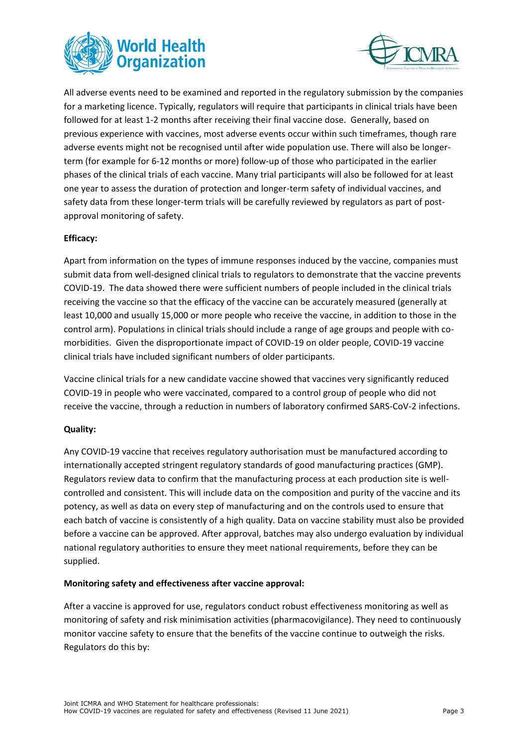All adverse events need to be examined and reported in the regulatory submission by the companies for a marketing licence. Typically, regulators will require that participants in clinical trials have been followed for at least 1-2 months after receiving their final vaccine dose. Generally, based on previous experience with vaccines, most adverse events occur within such timeframes, though rare adverse events might not be recognised until after wide population use. There will also be longer-term (for example for 6-12 months or more) follow-up of those who participated in the earlier phases of the clinical trials of each vaccine. Many trial participants will also be followed for at least one year to assess the duration of protection and longer-term safety of individual vaccines, and safety data from these longer-term trials will be carefully reviewed by regulators as part of post-approval monitoring of safety.

**Efficacy:**

Apart from information on the types of immune responses induced by the vaccine, companies must submit data from well-designed clinical trials to regulators to demonstrate that the vaccine prevents COVID-19. The data showed there were sufficient numbers of people included in the clinical trials receiving the vaccine so that the efficacy of the vaccine can be accurately measured (generally at least 10,000 and usually 15,000 or more people who receive the vaccine, in addition to those in the control arm). Populations in clinical trials should include a range of age groups and people with co-morbidities. Given the disproportionate impact of COVID-19 on older people, COVID-19 vaccine clinical trials have included significant numbers of older participants.

Vaccine clinical trials for a new candidate vaccine showed that vaccines very significantly reduced COVID-19 in people who were vaccinated, compared to a control group of people who did not receive the vaccine, through a reduction in numbers of laboratory confirmed SARS-CoV-2 infections.

**Quality:**

Any COVID-19 vaccine that receives regulatory authorisation must be manufactured according to internationally accepted stringent regulatory standards of good manufacturing practices (GMP). Regulators review data to confirm that the manufacturing process at each production site is well-controlled and consistent. This will include data on the composition and purity of the vaccine and its potency, as well as data on every step of manufacturing and on the controls used to ensure that each batch of vaccine is consistently of a high quality. Data on vaccine stability must also be provided before a vaccine can be approved. After approval, batches may also undergo evaluation by individual national regulatory authorities to ensure they meet national requirements, before they can be supplied.

**Monitoring safety and effectiveness after vaccine approval:**

After a vaccine is approved for use, regulators conduct robust effectiveness monitoring as well as monitoring of safety and risk minimisation activities (pharmacovigilance). They need to continuously monitor vaccine safety to ensure that the benefits of the vaccine continue to outweigh the risks. Regulators do this by: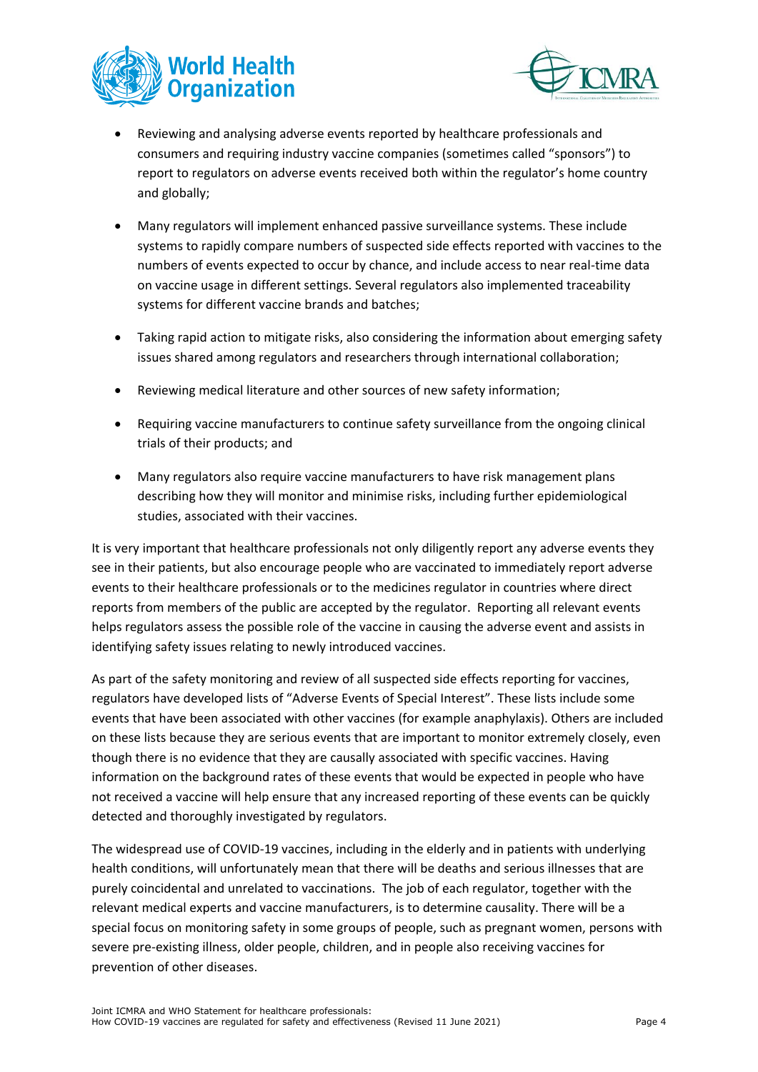- Reviewing and analysing adverse events reported by healthcare professionals and consumers and requiring industry vaccine companies (sometimes called "sponsors") to report to regulators on adverse events received both within the regulator's home country and globally;
- Many regulators will implement enhanced passive surveillance systems. These include systems to rapidly compare numbers of suspected side effects reported with vaccines to the numbers of events expected to occur by chance, and include access to near real-time data on vaccine usage in different settings. Several regulators also implemented traceability systems for different vaccine brands and batches;
- Taking rapid action to mitigate risks, also considering the information about emerging safety issues shared among regulators and researchers through international collaboration;
- Reviewing medical literature and other sources of new safety information;
- Requiring vaccine manufacturers to continue safety surveillance from the ongoing clinical trials of their products; and
- Many regulators also require vaccine manufacturers to have risk management plans describing how they will monitor and minimise risks, including further epidemiological studies, associated with their vaccines.

It is very important that healthcare professionals not only diligently report any adverse events they see in their patients, but also encourage people who are vaccinated to immediately report adverse events to their healthcare professionals or to the medicines regulator in countries where direct reports from members of the public are accepted by the regulator. Reporting all relevant events helps regulators assess the possible role of the vaccine in causing the adverse event and assists in identifying safety issues relating to newly introduced vaccines.

As part of the safety monitoring and review of all suspected side effects reporting for vaccines, regulators have developed lists of "Adverse Events of Special Interest". These lists include some events that have been associated with other vaccines (for example anaphylaxis). Others are included on these lists because they are serious events that are important to monitor extremely closely, even though there is no evidence that they are causally associated with specific vaccines. Having information on the background rates of these events that would be expected in people who have not received a vaccine will help ensure that any increased reporting of these events can be quickly detected and thoroughly investigated by regulators.

The widespread use of COVID-19 vaccines, including in the elderly and in patients with underlying health conditions, will unfortunately mean that there will be deaths and serious illnesses that are purely coincidental and unrelated to vaccinations. The job of each regulator, together with the relevant medical experts and vaccine manufacturers, is to determine causality. There will be a special focus on monitoring safety in some groups of people, such as pregnant women, persons with severe pre-existing illness, older people, children, and in people also receiving vaccines for prevention of other diseases.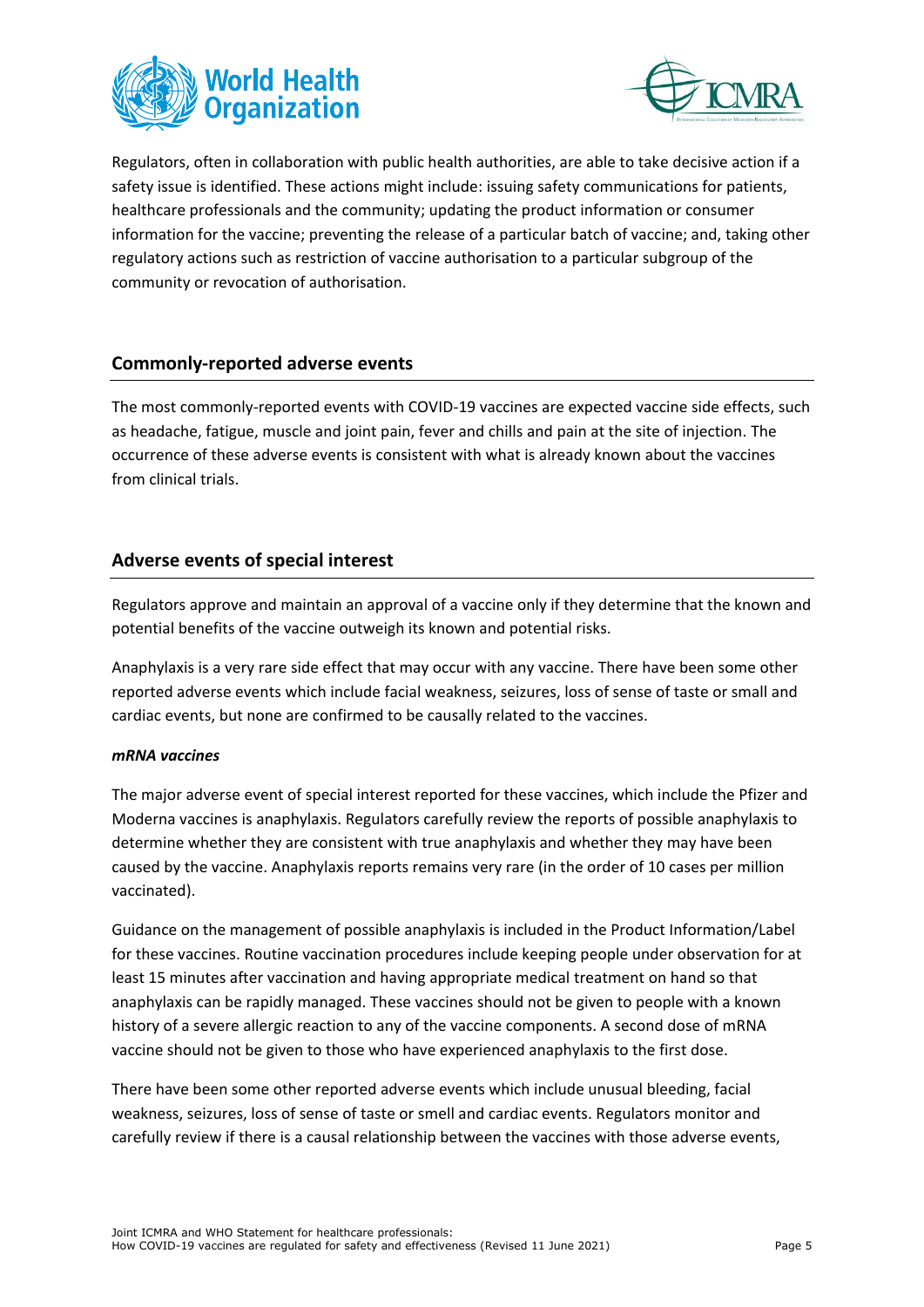Regulators, often in collaboration with public health authorities, are able to take decisive action if a safety issue is identified. These actions might include: issuing safety communications for patients, healthcare professionals and the community; updating the product information or consumer information for the vaccine; preventing the release of a particular batch of vaccine; and, taking other regulatory actions such as restriction of vaccine authorisation to a particular subgroup of the community or revocation of authorisation.

## Commonly-reported adverse events

The most commonly-reported events with COVID-19 vaccines are expected vaccine side effects, such as headache, fatigue, muscle and joint pain, fever and chills and pain at the site of injection. The occurrence of these adverse events is consistent with what is already known about the vaccines from clinical trials.

## Adverse events of special interest

Regulators approve and maintain an approval of a vaccine only if they determine that the known and potential benefits of the vaccine outweigh its known and potential risks.

Anaphylaxis is a very rare side effect that may occur with any vaccine. There have been some other reported adverse events which include facial weakness, seizures, loss of sense of taste or small and cardiac events, but none are confirmed to be causally related to the vaccines.

***mRNA vaccines***

The major adverse event of special interest reported for these vaccines, which include the Pfizer and Moderna vaccines is anaphylaxis. Regulators carefully review the reports of possible anaphylaxis to determine whether they are consistent with true anaphylaxis and whether they may have been caused by the vaccine. Anaphylaxis reports remains very rare (in the order of 10 cases per million vaccinated).

Guidance on the management of possible anaphylaxis is included in the Product Information/Label for these vaccines. Routine vaccination procedures include keeping people under observation for at least 15 minutes after vaccination and having appropriate medical treatment on hand so that anaphylaxis can be rapidly managed. These vaccines should not be given to people with a known history of a severe allergic reaction to any of the vaccine components. A second dose of mRNA vaccine should not be given to those who have experienced anaphylaxis to the first dose.

There have been some other reported adverse events which include unusual bleeding, facial weakness, seizures, loss of sense of taste or smell and cardiac events. Regulators monitor and carefully review if there is a causal relationship between the vaccines with those adverse events,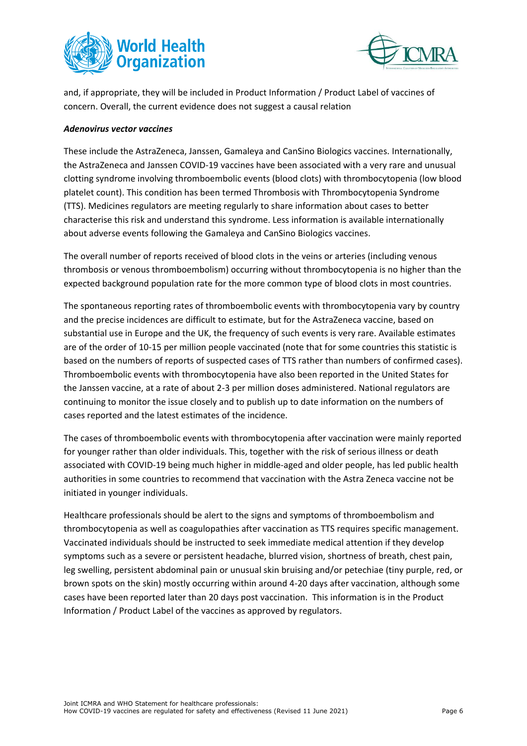and, if appropriate, they will be included in Product Information / Product Label of vaccines of concern. Overall, the current evidence does not suggest a causal relation

***Adenovirus vector vaccines***

These include the AstraZeneca, Janssen, Gamaleya and CanSino Biologics vaccines. Internationally, the AstraZeneca and Janssen COVID-19 vaccines have been associated with a very rare and unusual clotting syndrome involving thromboembolic events (blood clots) with thrombocytopenia (low blood platelet count). This condition has been termed Thrombosis with Thrombocytopenia Syndrome (TTS). Medicines regulators are meeting regularly to share information about cases to better characterise this risk and understand this syndrome. Less information is available internationally about adverse events following the Gamaleya and CanSino Biologics vaccines.

The overall number of reports received of blood clots in the veins or arteries (including venous thrombosis or venous thromboembolism) occurring without thrombocytopenia is no higher than the expected background population rate for the more common type of blood clots in most countries.

The spontaneous reporting rates of thromboembolic events with thrombocytopenia vary by country and the precise incidences are difficult to estimate, but for the AstraZeneca vaccine, based on substantial use in Europe and the UK, the frequency of such events is very rare. Available estimates are of the order of 10-15 per million people vaccinated (note that for some countries this statistic is based on the numbers of reports of suspected cases of TTS rather than numbers of confirmed cases). Thromboembolic events with thrombocytopenia have also been reported in the United States for the Janssen vaccine, at a rate of about 2-3 per million doses administered. National regulators are continuing to monitor the issue closely and to publish up to date information on the numbers of cases reported and the latest estimates of the incidence.

The cases of thromboembolic events with thrombocytopenia after vaccination were mainly reported for younger rather than older individuals. This, together with the risk of serious illness or death associated with COVID-19 being much higher in middle-aged and older people, has led public health authorities in some countries to recommend that vaccination with the Astra Zeneca vaccine not be initiated in younger individuals.

Healthcare professionals should be alert to the signs and symptoms of thromboembolism and thrombocytopenia as well as coagulopathies after vaccination as TTS requires specific management. Vaccinated individuals should be instructed to seek immediate medical attention if they develop symptoms such as a severe or persistent headache, blurred vision, shortness of breath, chest pain, leg swelling, persistent abdominal pain or unusual skin bruising and/or petechiae (tiny purple, red, or brown spots on the skin) mostly occurring within around 4-20 days after vaccination, although some cases have been reported later than 20 days post vaccination. This information is in the Product Information / Product Label of the vaccines as approved by regulators.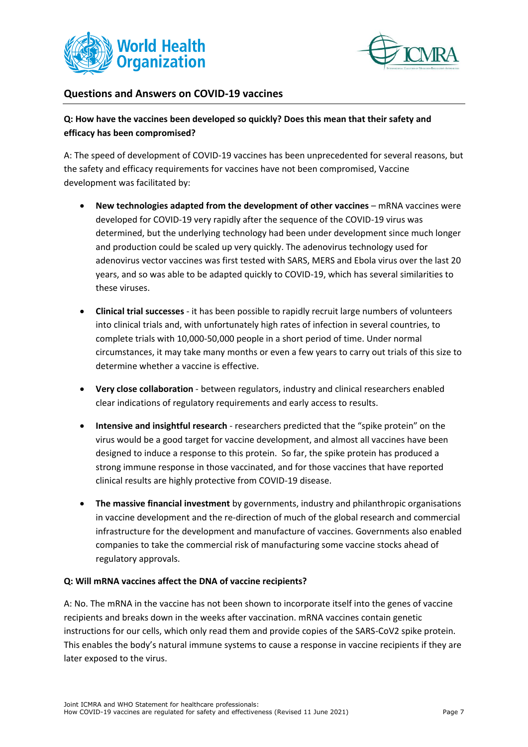## Questions and Answers on COVID-19 vaccines

**Q: How have the vaccines been developed so quickly? Does this mean that their safety and efficacy has been compromised?**

A: The speed of development of COVID-19 vaccines has been unprecedented for several reasons, but the safety and efficacy requirements for vaccines have not been compromised, Vaccine development was facilitated by:

- **New technologies adapted from the development of other vaccines** – mRNA vaccines were developed for COVID-19 very rapidly after the sequence of the COVID-19 virus was determined, but the underlying technology had been under development since much longer and production could be scaled up very quickly. The adenovirus technology used for adenovirus vector vaccines was first tested with SARS, MERS and Ebola virus over the last 20 years, and so was able to be adapted quickly to COVID-19, which has several similarities to these viruses.

- **Clinical trial successes** - it has been possible to rapidly recruit large numbers of volunteers into clinical trials and, with unfortunately high rates of infection in several countries, to complete trials with 10,000-50,000 people in a short period of time. Under normal circumstances, it may take many months or even a few years to carry out trials of this size to determine whether a vaccine is effective.

- **Very close collaboration** - between regulators, industry and clinical researchers enabled clear indications of regulatory requirements and early access to results.

- **Intensive and insightful research** - researchers predicted that the "spike protein" on the virus would be a good target for vaccine development, and almost all vaccines have been designed to induce a response to this protein. So far, the spike protein has produced a strong immune response in those vaccinated, and for those vaccines that have reported clinical results are highly protective from COVID-19 disease.

- **The massive financial investment** by governments, industry and philanthropic organisations in vaccine development and the re-direction of much of the global research and commercial infrastructure for the development and manufacture of vaccines. Governments also enabled companies to take the commercial risk of manufacturing some vaccine stocks ahead of regulatory approvals.

**Q: Will mRNA vaccines affect the DNA of vaccine recipients?**

A: No. The mRNA in the vaccine has not been shown to incorporate itself into the genes of vaccine recipients and breaks down in the weeks after vaccination. mRNA vaccines contain genetic instructions for our cells, which only read them and provide copies of the SARS-CoV2 spike protein. This enables the body's natural immune systems to cause a response in vaccine recipients if they are later exposed to the virus.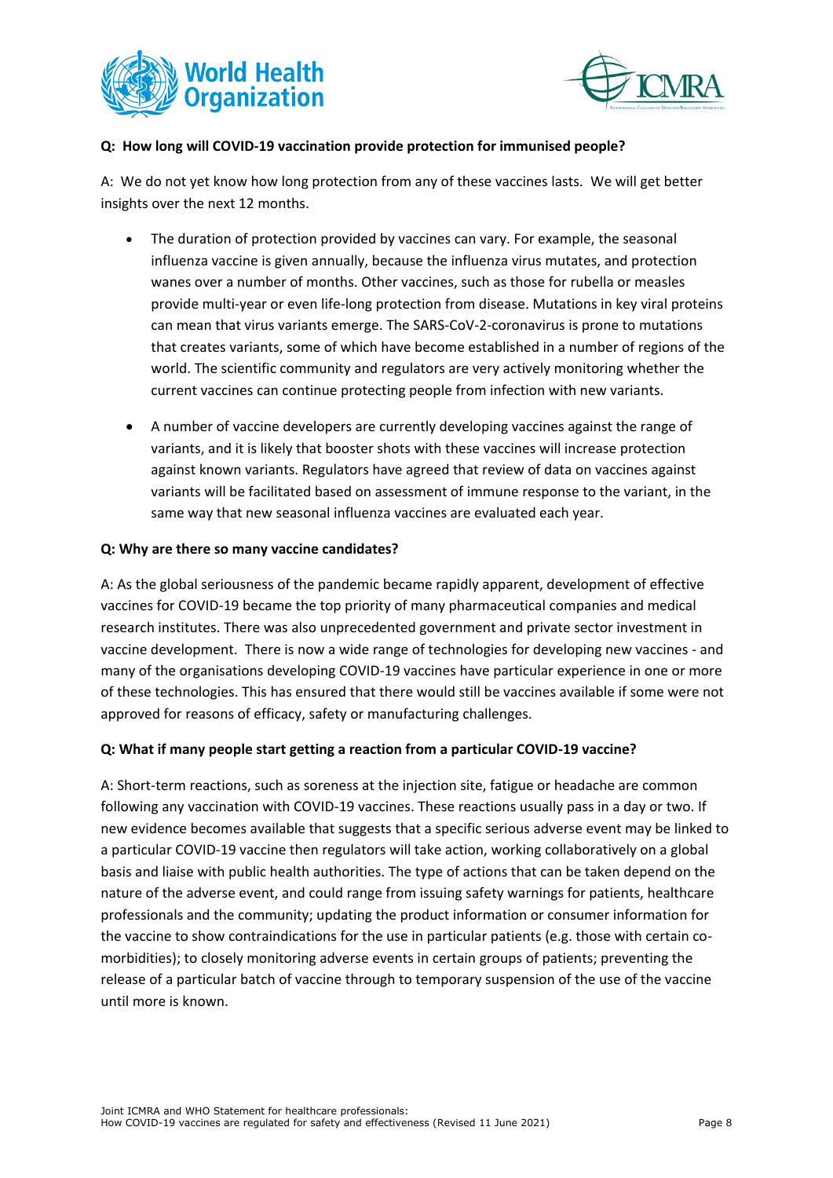**Q: How long will COVID-19 vaccination provide protection for immunised people?**

A: We do not yet know how long protection from any of these vaccines lasts. We will get better insights over the next 12 months.

- The duration of protection provided by vaccines can vary. For example, the seasonal influenza vaccine is given annually, because the influenza virus mutates, and protection wanes over a number of months. Other vaccines, such as those for rubella or measles provide multi-year or even life-long protection from disease. Mutations in key viral proteins can mean that virus variants emerge. The SARS-CoV-2-coronavirus is prone to mutations that creates variants, some of which have become established in a number of regions of the world. The scientific community and regulators are very actively monitoring whether the current vaccines can continue protecting people from infection with new variants.
- A number of vaccine developers are currently developing vaccines against the range of variants, and it is likely that booster shots with these vaccines will increase protection against known variants. Regulators have agreed that review of data on vaccines against variants will be facilitated based on assessment of immune response to the variant, in the same way that new seasonal influenza vaccines are evaluated each year.

**Q: Why are there so many vaccine candidates?**

A: As the global seriousness of the pandemic became rapidly apparent, development of effective vaccines for COVID-19 became the top priority of many pharmaceutical companies and medical research institutes. There was also unprecedented government and private sector investment in vaccine development. There is now a wide range of technologies for developing new vaccines - and many of the organisations developing COVID-19 vaccines have particular experience in one or more of these technologies. This has ensured that there would still be vaccines available if some were not approved for reasons of efficacy, safety or manufacturing challenges.

**Q: What if many people start getting a reaction from a particular COVID-19 vaccine?**

A: Short-term reactions, such as soreness at the injection site, fatigue or headache are common following any vaccination with COVID-19 vaccines. These reactions usually pass in a day or two. If new evidence becomes available that suggests that a specific serious adverse event may be linked to a particular COVID-19 vaccine then regulators will take action, working collaboratively on a global basis and liaise with public health authorities. The type of actions that can be taken depend on the nature of the adverse event, and could range from issuing safety warnings for patients, healthcare professionals and the community; updating the product information or consumer information for the vaccine to show contraindications for the use in particular patients (e.g. those with certain co-morbidities); to closely monitoring adverse events in certain groups of patients; preventing the release of a particular batch of vaccine through to temporary suspension of the use of the vaccine until more is known.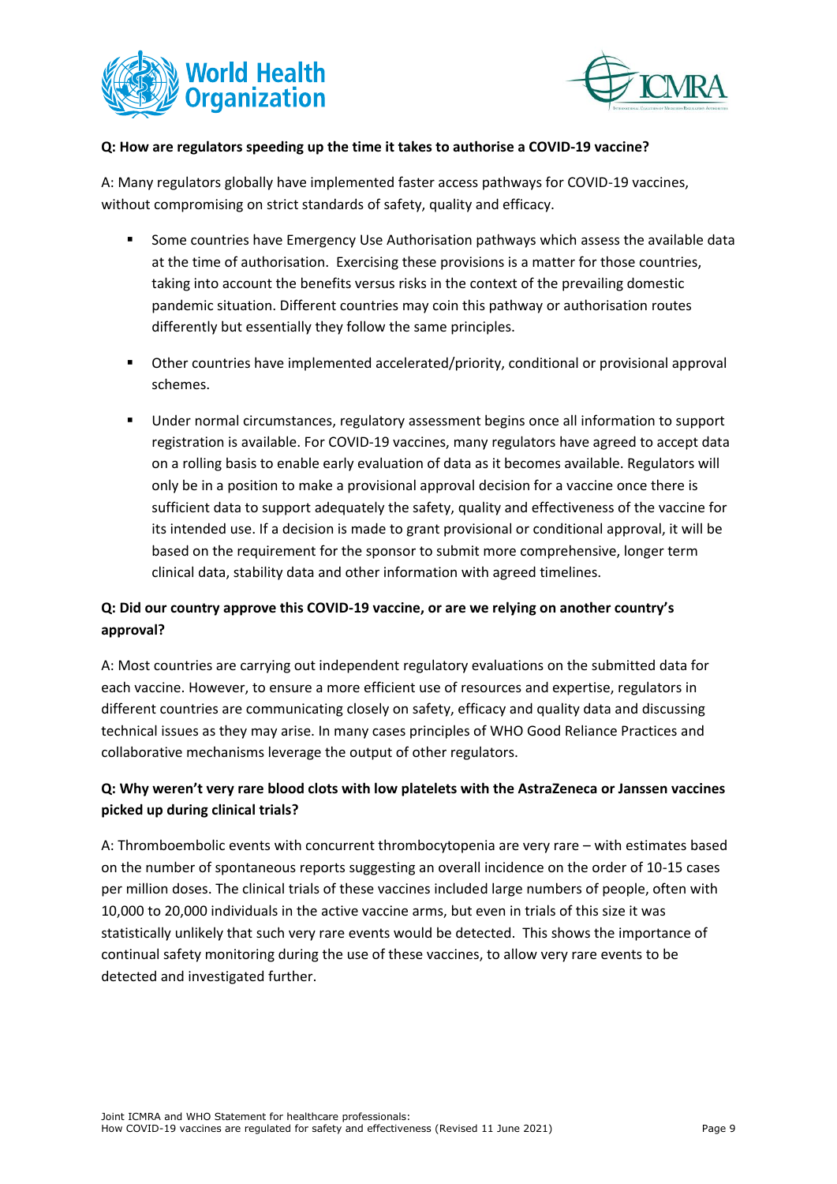**Q: How are regulators speeding up the time it takes to authorise a COVID-19 vaccine?**

A: Many regulators globally have implemented faster access pathways for COVID-19 vaccines, without compromising on strict standards of safety, quality and efficacy.

- Some countries have Emergency Use Authorisation pathways which assess the available data at the time of authorisation. Exercising these provisions is a matter for those countries, taking into account the benefits versus risks in the context of the prevailing domestic pandemic situation. Different countries may coin this pathway or authorisation routes differently but essentially they follow the same principles.
- Other countries have implemented accelerated/priority, conditional or provisional approval schemes.
- Under normal circumstances, regulatory assessment begins once all information to support registration is available. For COVID-19 vaccines, many regulators have agreed to accept data on a rolling basis to enable early evaluation of data as it becomes available. Regulators will only be in a position to make a provisional approval decision for a vaccine once there is sufficient data to support adequately the safety, quality and effectiveness of the vaccine for its intended use. If a decision is made to grant provisional or conditional approval, it will be based on the requirement for the sponsor to submit more comprehensive, longer term clinical data, stability data and other information with agreed timelines.

**Q: Did our country approve this COVID-19 vaccine, or are we relying on another country's approval?**

A: Most countries are carrying out independent regulatory evaluations on the submitted data for each vaccine. However, to ensure a more efficient use of resources and expertise, regulators in different countries are communicating closely on safety, efficacy and quality data and discussing technical issues as they may arise. In many cases principles of WHO Good Reliance Practices and collaborative mechanisms leverage the output of other regulators.

**Q: Why weren't very rare blood clots with low platelets with the AstraZeneca or Janssen vaccines picked up during clinical trials?**

A: Thromboembolic events with concurrent thrombocytopenia are very rare – with estimates based on the number of spontaneous reports suggesting an overall incidence on the order of 10-15 cases per million doses. The clinical trials of these vaccines included large numbers of people, often with 10,000 to 20,000 individuals in the active vaccine arms, but even in trials of this size it was statistically unlikely that such very rare events would be detected. This shows the importance of continual safety monitoring during the use of these vaccines, to allow very rare events to be detected and investigated further.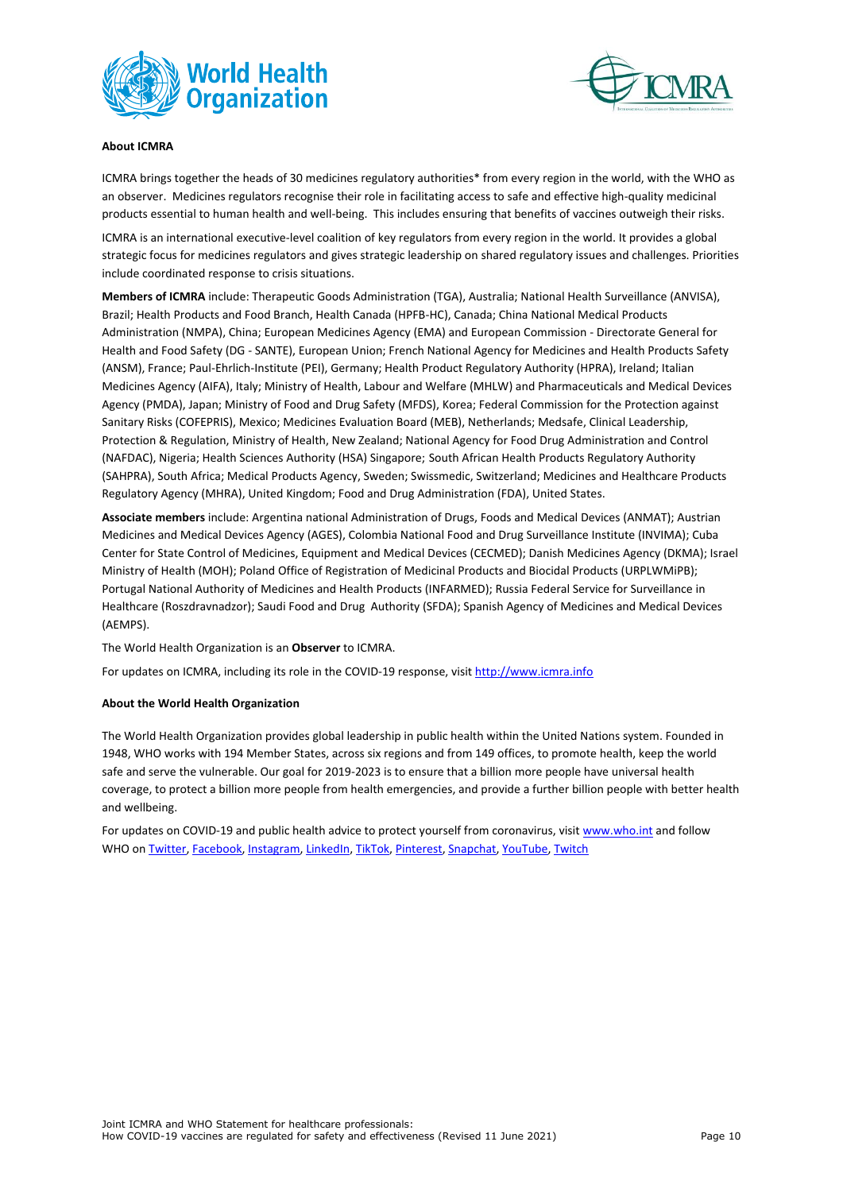**About ICMRA**

ICMRA brings together the heads of 30 medicines regulatory authorities* from every region in the world, with the WHO as an observer. Medicines regulators recognise their role in facilitating access to safe and effective high-quality medicinal products essential to human health and well-being. This includes ensuring that benefits of vaccines outweigh their risks.

ICMRA is an international executive-level coalition of key regulators from every region in the world. It provides a global strategic focus for medicines regulators and gives strategic leadership on shared regulatory issues and challenges. Priorities include coordinated response to crisis situations.

**Members of ICMRA** include: Therapeutic Goods Administration (TGA), Australia; National Health Surveillance (ANVISA), Brazil; Health Products and Food Branch, Health Canada (HPFB-HC), Canada; China National Medical Products Administration (NMPA), China; European Medicines Agency (EMA) and European Commission - Directorate General for Health and Food Safety (DG - SANTE), European Union; French National Agency for Medicines and Health Products Safety (ANSM), France; Paul-Ehrlich-Institute (PEI), Germany; Health Product Regulatory Authority (HPRA), Ireland; Italian Medicines Agency (AIFA), Italy; Ministry of Health, Labour and Welfare (MHLW) and Pharmaceuticals and Medical Devices Agency (PMDA), Japan; Ministry of Food and Drug Safety (MFDS), Korea; Federal Commission for the Protection against Sanitary Risks (COFEPRIS), Mexico; Medicines Evaluation Board (MEB), Netherlands; Medsafe, Clinical Leadership, Protection & Regulation, Ministry of Health, New Zealand; National Agency for Food Drug Administration and Control (NAFDAC), Nigeria; Health Sciences Authority (HSA) Singapore; South African Health Products Regulatory Authority (SAHPRA), South Africa; Medical Products Agency, Sweden; Swissmedic, Switzerland; Medicines and Healthcare Products Regulatory Agency (MHRA), United Kingdom; Food and Drug Administration (FDA), United States.

**Associate members** include: Argentina national Administration of Drugs, Foods and Medical Devices (ANMAT); Austrian Medicines and Medical Devices Agency (AGES), Colombia National Food and Drug Surveillance Institute (INVIMA); Cuba Center for State Control of Medicines, Equipment and Medical Devices (CECMED); Danish Medicines Agency (DKMA); Israel Ministry of Health (MOH); Poland Office of Registration of Medicinal Products and Biocidal Products (URPLWMiPB); Portugal National Authority of Medicines and Health Products (INFARMED); Russia Federal Service for Surveillance in Healthcare (Roszdravnadzor); Saudi Food and Drug Authority (SFDA); Spanish Agency of Medicines and Medical Devices (AEMPS).

The World Health Organization is an **Observer** to ICMRA.

For updates on ICMRA, including its role in the COVID-19 response, visit http://www.icmra.info

**About the World Health Organization**

The World Health Organization provides global leadership in public health within the United Nations system. Founded in 1948, WHO works with 194 Member States, across six regions and from 149 offices, to promote health, keep the world safe and serve the vulnerable. Our goal for 2019-2023 is to ensure that a billion more people have universal health coverage, to protect a billion more people from health emergencies, and provide a further billion people with better health and wellbeing.

For updates on COVID-19 and public health advice to protect yourself from coronavirus, visit www.who.int and follow WHO on Twitter, Facebook, Instagram, LinkedIn, TikTok, Pinterest, Snapchat, YouTube, Twitch